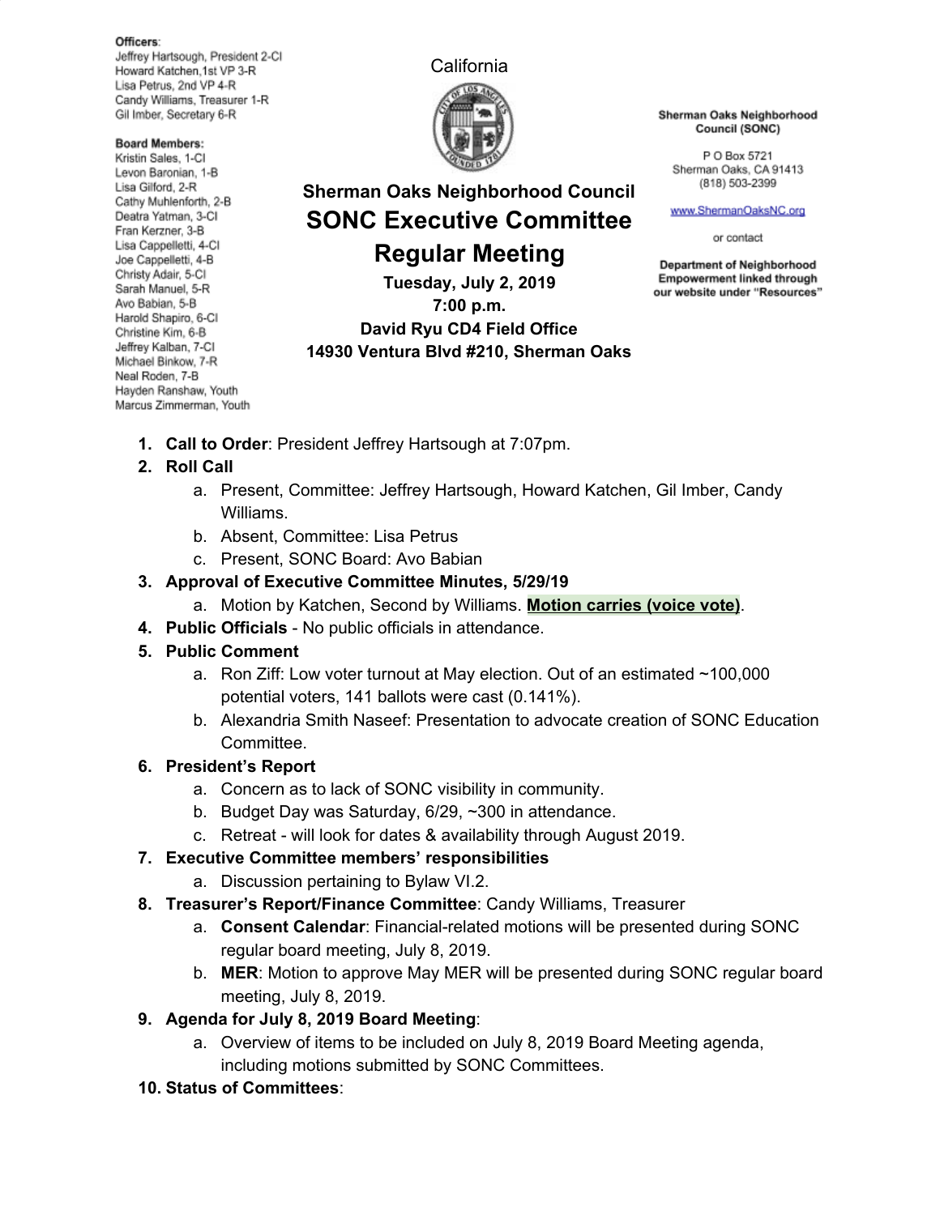**Officers:**
Jeffrey Hartsough, President 2-CI
Howard Katchen, 1st VP 3-R
Lisa Petrus, 2nd VP 4-R
Candy Williams, Treasurer 1-R
Gil Imber, Secretary 6-R

**Board Members:**
Kristin Sales, 1-CI
Levon Baronian, 1-B
Lisa Gilford, 2-R
Cathy Muhlenforth, 2-B
Deatra Yatman, 3-CI
Fran Kerzner, 3-B
Lisa Cappelletti, 4-CI
Joe Cappelletti, 4-B
Christy Adair, 5-CI
Sarah Manuel, 5-R
Avo Babian, 5-B
Harold Shapiro, 6-CI
Christine Kim, 6-B
Jeffrey Kalban, 7-CI
Michael Binkow, 7-R
Neal Roden, 7-B
Hayden Ranshaw, Youth
Marcus Zimmerman, Youth

California

**Sherman Oaks Neighborhood Council**

# SONC Executive Committee Regular Meeting

**Tuesday, July 2, 2019**
**7:00 p.m.**
**David Ryu CD4 Field Office**
**14930 Ventura Blvd #210, Sherman Oaks**

**Sherman Oaks Neighborhood Council (SONC)**

P O Box 5721
Sherman Oaks, CA 91413
(818) 503-2399

www.ShermanOaksNC.org

or contact

**Department of Neighborhood Empowerment linked through our website under "Resources"**

1. **Call to Order**: President Jeffrey Hartsough at 7:07pm.
2. **Roll Call**
   a. Present, Committee: Jeffrey Hartsough, Howard Katchen, Gil Imber, Candy Williams.
   b. Absent, Committee: Lisa Petrus
   c. Present, SONC Board: Avo Babian
3. **Approval of Executive Committee Minutes, 5/29/19**
   a. Motion by Katchen, Second by Williams. **Motion carries (voice vote)**.
4. **Public Officials** - No public officials in attendance.
5. **Public Comment**
   a. Ron Ziff: Low voter turnout at May election. Out of an estimated ~100,000 potential voters, 141 ballots were cast (0.141%).
   b. Alexandria Smith Naseef: Presentation to advocate creation of SONC Education Committee.
6. **President's Report**
   a. Concern as to lack of SONC visibility in community.
   b. Budget Day was Saturday, 6/29, ~300 in attendance.
   c. Retreat - will look for dates & availability through August 2019.
7. **Executive Committee members' responsibilities**
   a. Discussion pertaining to Bylaw VI.2.
8. **Treasurer's Report/Finance Committee**: Candy Williams, Treasurer
   a. **Consent Calendar**: Financial-related motions will be presented during SONC regular board meeting, July 8, 2019.
   b. **MER**: Motion to approve May MER will be presented during SONC regular board meeting, July 8, 2019.
9. **Agenda for July 8, 2019 Board Meeting**:
   a. Overview of items to be included on July 8, 2019 Board Meeting agenda, including motions submitted by SONC Committees.
10. **Status of Committees**: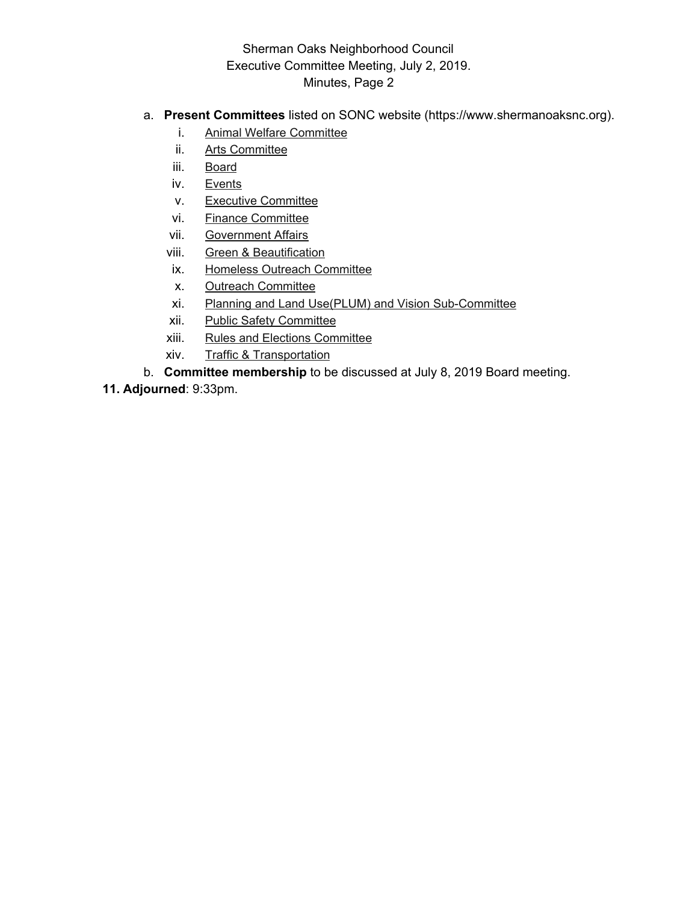a. **Present Committees** listed on SONC website (https://www.shermanoaksnc.org).
    i. Animal Welfare Committee
    ii. Arts Committee
    iii. Board
    iv. Events
    v. Executive Committee
    vi. Finance Committee
    vii. Government Affairs
    viii. Green & Beautification
    ix. Homeless Outreach Committee
    x. Outreach Committee
    xi. Planning and Land Use(PLUM) and Vision Sub-Committee
    xii. Public Safety Committee
    xiii. Rules and Elections Committee
    xiv. Traffic & Transportation

b. **Committee membership** to be discussed at July 8, 2019 Board meeting.

**11. Adjourned**: 9:33pm.